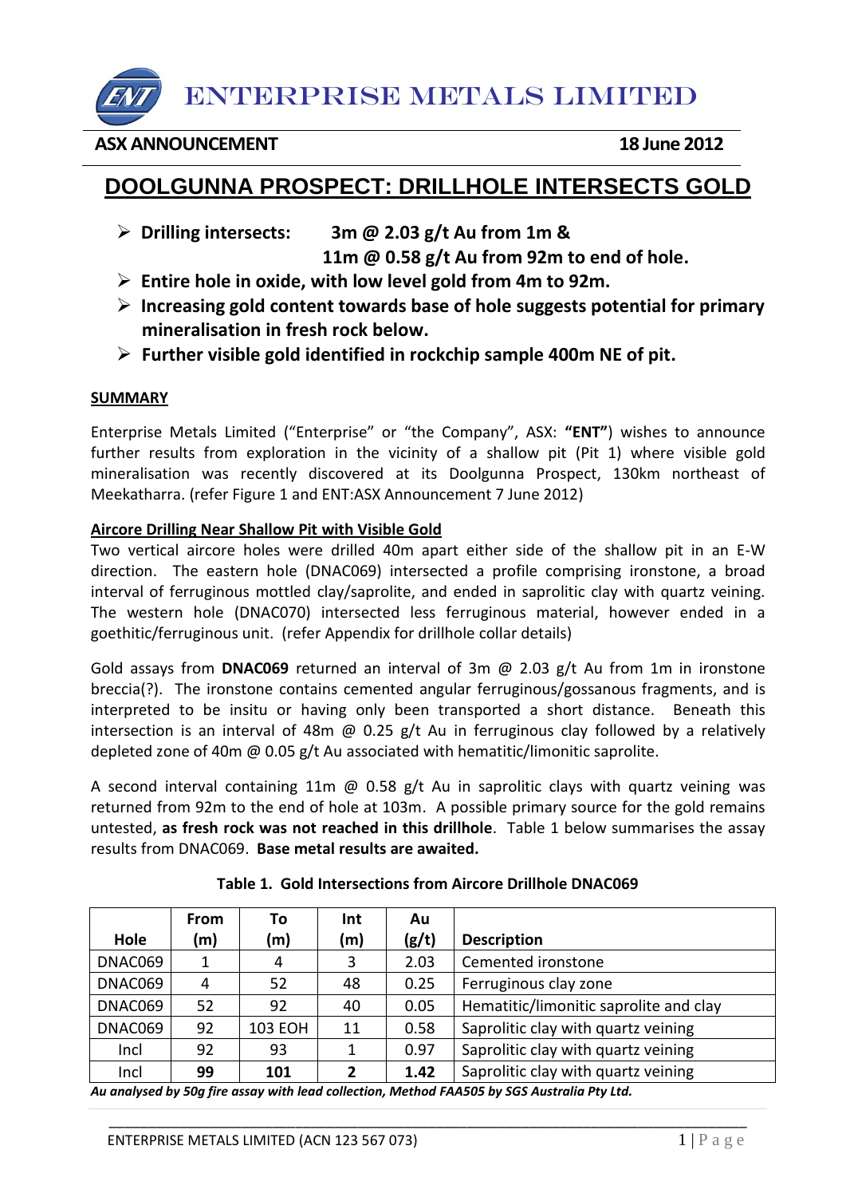# ENTERPRISE METALS LIMITED

**ASX ANNOUNCEMENT** **18 June 2012**

## DOOLGUNNA PROSPECT: DRILLHOLE INTERSECTS GOLD

- **Drilling intersects: 3m @ 2.03 g/t Au from 1m &**
  **11m @ 0.58 g/t Au from 92m to end of hole.**
- **Entire hole in oxide, with low level gold from 4m to 92m.**
- **Increasing gold content towards base of hole suggests potential for primary mineralisation in fresh rock below.**
- **Further visible gold identified in rockchip sample 400m NE of pit.**

### SUMMARY

Enterprise Metals Limited ("Enterprise" or "the Company", ASX: **"ENT"**) wishes to announce further results from exploration in the vicinity of a shallow pit (Pit 1) where visible gold mineralisation was recently discovered at its Doolgunna Prospect, 130km northeast of Meekatharra. (refer Figure 1 and ENT:ASX Announcement 7 June 2012)

### Aircore Drilling Near Shallow Pit with Visible Gold

Two vertical aircore holes were drilled 40m apart either side of the shallow pit in an E-W direction. The eastern hole (DNAC069) intersected a profile comprising ironstone, a broad interval of ferruginous mottled clay/saprolite, and ended in saprolitic clay with quartz veining. The western hole (DNAC070) intersected less ferruginous material, however ended in a goethitic/ferruginous unit. (refer Appendix for drillhole collar details)

Gold assays from **DNAC069** returned an interval of 3m @ 2.03 g/t Au from 1m in ironstone breccia(?). The ironstone contains cemented angular ferruginous/gossanous fragments, and is interpreted to be insitu or having only been transported a short distance. Beneath this intersection is an interval of 48m @ 0.25 g/t Au in ferruginous clay followed by a relatively depleted zone of 40m @ 0.05 g/t Au associated with hematitic/limonitic saprolite.

A second interval containing 11m @ 0.58 g/t Au in saprolitic clays with quartz veining was returned from 92m to the end of hole at 103m. A possible primary source for the gold remains untested, **as fresh rock was not reached in this drillhole**. Table 1 below summarises the assay results from DNAC069. **Base metal results are awaited.**

**Table 1. Gold Intersections from Aircore Drillhole DNAC069**

| Hole | From (m) | To (m) | Int (m) | Au (g/t) | Description |
|---|---|---|---|---|---|
| DNAC069 | 1 | 4 | 3 | 2.03 | Cemented ironstone |
| DNAC069 | 4 | 52 | 48 | 0.25 | Ferruginous clay zone |
| DNAC069 | 52 | 92 | 40 | 0.05 | Hematitic/limonitic saprolite and clay |
| DNAC069 | 92 | 103 EOH | 11 | 0.58 | Saprolitic clay with quartz veining |
| Incl | 92 | 93 | 1 | 0.97 | Saprolitic clay with quartz veining |
| Incl | **99** | **101** | **2** | **1.42** | Saprolitic clay with quartz veining |

***Au analysed by 50g fire assay with lead collection, Method FAA505 by SGS Australia Pty Ltd.***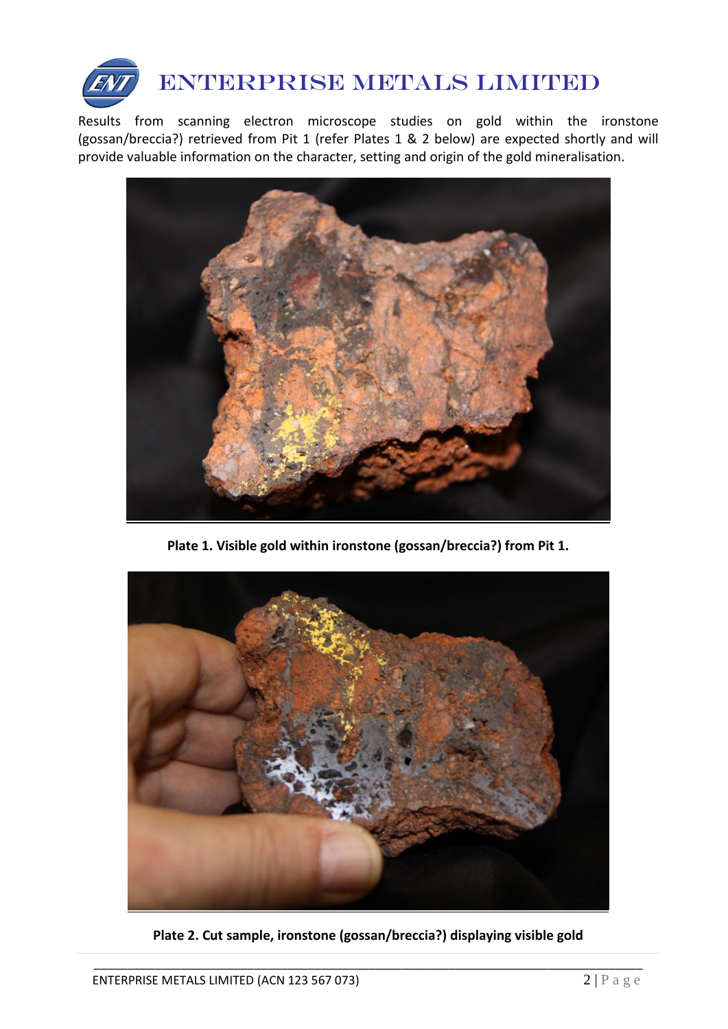Results from scanning electron microscope studies on gold within the ironstone (gossan/breccia?) retrieved from Pit 1 (refer Plates 1 & 2 below) are expected shortly and will provide valuable information on the character, setting and origin of the gold mineralisation.

**Plate 1. Visible gold within ironstone (gossan/breccia?) from Pit 1.**

**Plate 2. Cut sample, ironstone (gossan/breccia?) displaying visible gold**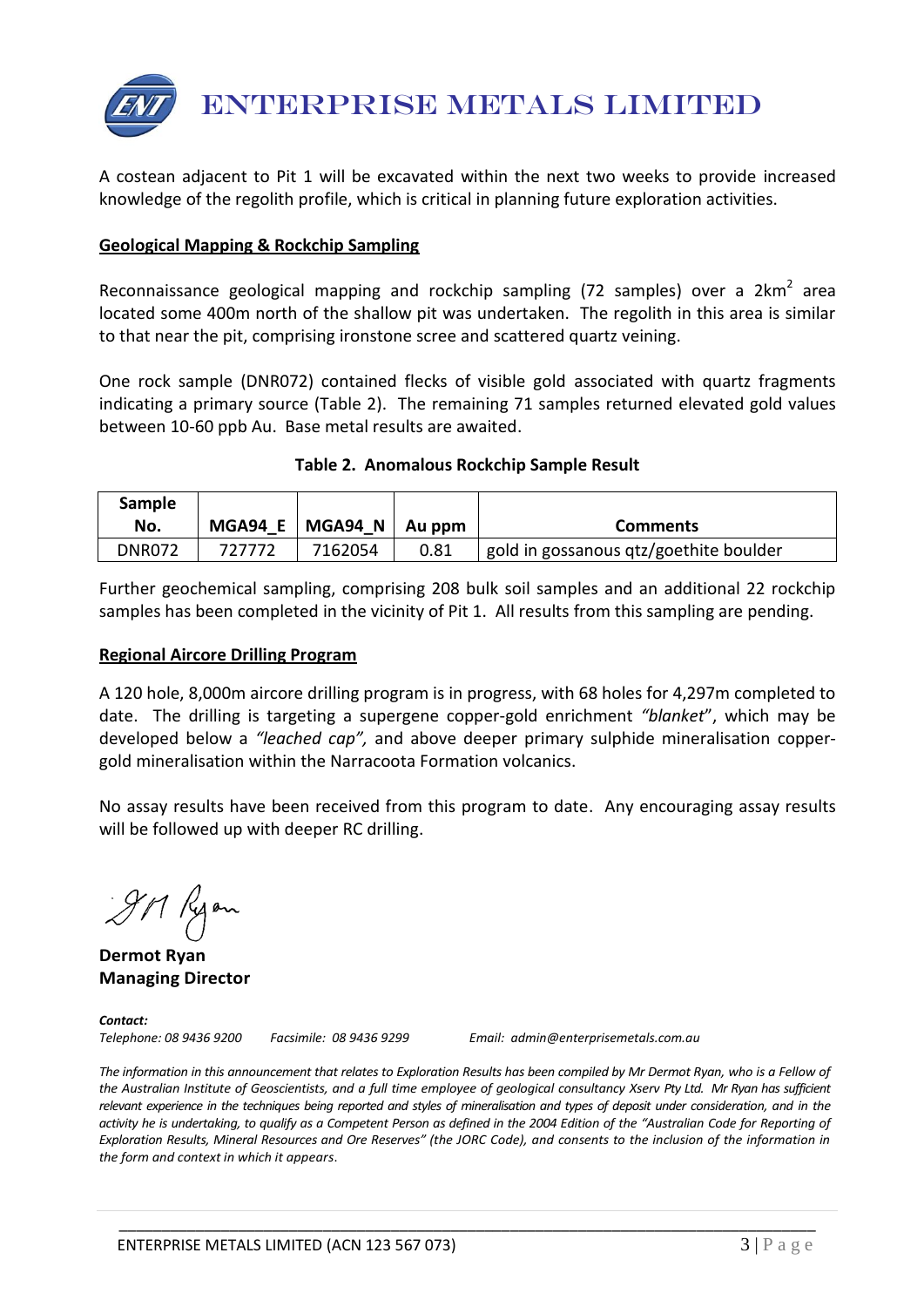A costean adjacent to Pit 1 will be excavated within the next two weeks to provide increased knowledge of the regolith profile, which is critical in planning future exploration activities.

**Geological Mapping & Rockchip Sampling**

Reconnaissance geological mapping and rockchip sampling (72 samples) over a 2km$^2$ area located some 400m north of the shallow pit was undertaken. The regolith in this area is similar to that near the pit, comprising ironstone scree and scattered quartz veining.

One rock sample (DNR072) contained flecks of visible gold associated with quartz fragments indicating a primary source (Table 2). The remaining 71 samples returned elevated gold values between 10-60 ppb Au. Base metal results are awaited.

**Table 2. Anomalous Rockchip Sample Result**

| Sample No. | MGA94_E | MGA94_N | Au ppm | Comments |
|---|---|---|---|---|
| DNR072 | 727772 | 7162054 | 0.81 | gold in gossanous qtz/goethite boulder |

Further geochemical sampling, comprising 208 bulk soil samples and an additional 22 rockchip samples has been completed in the vicinity of Pit 1. All results from this sampling are pending.

**Regional Aircore Drilling Program**

A 120 hole, 8,000m aircore drilling program is in progress, with 68 holes for 4,297m completed to date. The drilling is targeting a supergene copper-gold enrichment *"blanket*", which may be developed below a *"leached cap",* and above deeper primary sulphide mineralisation copper-gold mineralisation within the Narracoota Formation volcanics.

No assay results have been received from this program to date. Any encouraging assay results will be followed up with deeper RC drilling.

**Dermot Ryan**
**Managing Director**

***Contact:***
*Telephone: 08 9436 9200 Facsimile: 08 9436 9299 Email: admin@enterprisemetals.com.au*

*The information in this announcement that relates to Exploration Results has been compiled by Mr Dermot Ryan, who is a Fellow of the Australian Institute of Geoscientists, and a full time employee of geological consultancy Xserv Pty Ltd. Mr Ryan has sufficient relevant experience in the techniques being reported and styles of mineralisation and types of deposit under consideration, and in the activity he is undertaking, to qualify as a Competent Person as defined in the 2004 Edition of the "Australian Code for Reporting of Exploration Results, Mineral Resources and Ore Reserves" (the JORC Code), and consents to the inclusion of the information in the form and context in which it appears.*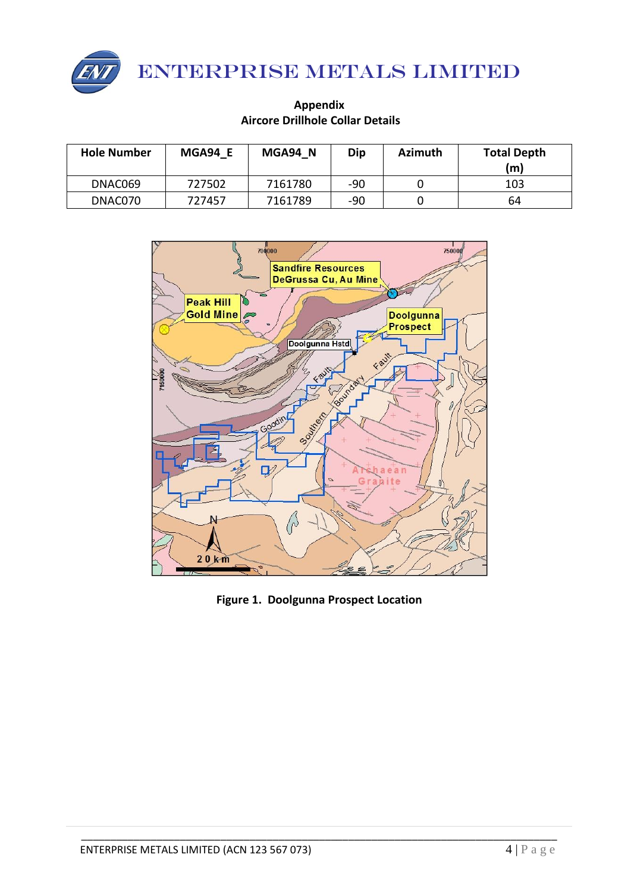## Appendix
## Aircore Drillhole Collar Details

| Hole Number | MGA94_E | MGA94_N | Dip | Azimuth | Total Depth (m) |
|---|---|---|---|---|---|
| DNAC069 | 727502 | 7161780 | -90 | 0 | 103 |
| DNAC070 | 727457 | 7161789 | -90 | 0 | 64 |

700000
750000
7150000
Sandfire Resources DeGrussa Cu, Au Mine
Peak Hill Gold Mine
Doolgunna Prospect
Doolgunna Hstd
Fault
Fault
Southern Boundary
Goodin
Archaean Granite
N
20 km

**Figure 1. Doolgunna Prospect Location**